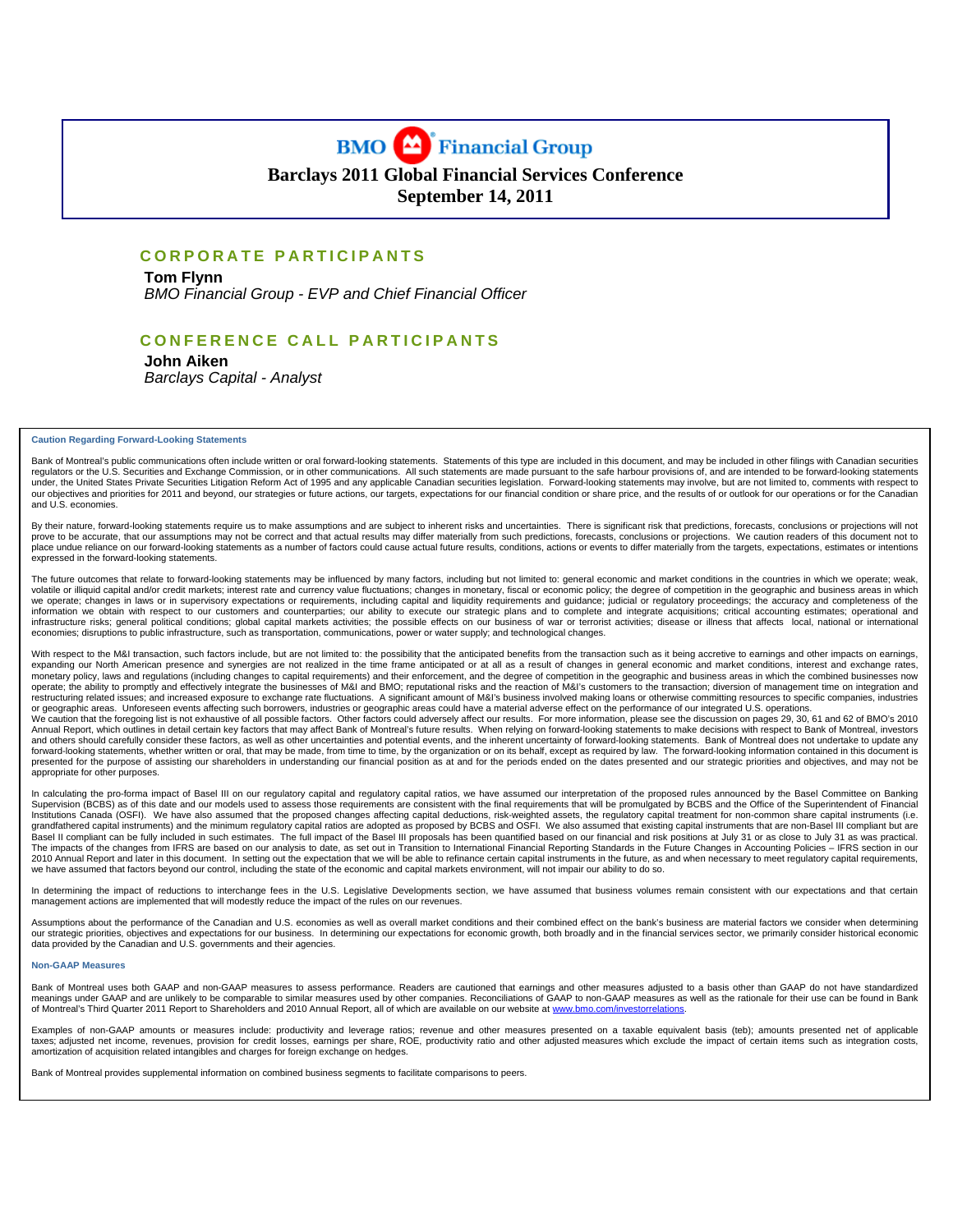# BMO Financial Group

## Barclays 2011 Global Financial Services Conference
## September 14, 2011

### CORPORATE PARTICIPANTS

**Tom Flynn**
*BMO Financial Group - EVP and Chief Financial Officer*

### CONFERENCE CALL PARTICIPANTS

**John Aiken**
*Barclays Capital - Analyst*

#### Caution Regarding Forward-Looking Statements

Bank of Montreal's public communications often include written or oral forward-looking statements. Statements of this type are included in this document, and may be included in other filings with Canadian securities regulators or the U.S. Securities and Exchange Commission, or in other communications. All such statements are made pursuant to the safe harbour provisions of, and are intended to be forward-looking statements under, the United States Private Securities Litigation Reform Act of 1995 and any applicable Canadian securities legislation. Forward-looking statements may involve, but are not limited to, comments with respect to our objectives and priorities for 2011 and beyond, our strategies or future actions, our targets, expectations for our financial condition or share price, and the results of or outlook for our operations or for the Canadian and U.S. economies.

By their nature, forward-looking statements require us to make assumptions and are subject to inherent risks and uncertainties. There is significant risk that predictions, forecasts, conclusions or projections will not prove to be accurate, that our assumptions may not be correct and that actual results may differ materially from such predictions, forecasts, conclusions or projections. We caution readers of this document not to place undue reliance on our forward-looking statements as a number of factors could cause actual future results, conditions, actions or events to differ materially from the targets, expectations, estimates or intentions expressed in the forward-looking statements.

The future outcomes that relate to forward-looking statements may be influenced by many factors, including but not limited to: general economic and market conditions in the countries in which we operate; weak, volatile or illiquid capital and/or credit markets; interest rate and currency value fluctuations; changes in monetary, fiscal or economic policy; the degree of competition in the geographic and business areas in which we operate; changes in laws or in supervisory expectations or requirements, including capital and liquidity requirements and guidance; judicial or regulatory proceedings; the accuracy and completeness of the information we obtain with respect to our customers and counterparties; our ability to execute our strategic plans and to complete and integrate acquisitions; critical accounting estimates; operational and infrastructure risks; general political conditions; global capital markets activities; the possible effects on our business of war or terrorist activities; disease or illness that affects local, national or international economies; disruptions to public infrastructure, such as transportation, communications, power or water supply; and technological changes.

With respect to the M&I transaction, such factors include, but are not limited to: the possibility that the anticipated benefits from the transaction such as it being accretive to earnings and other impacts on earnings, expanding our North American presence and synergies are not realized in the time frame anticipated or at all as a result of changes in general economic and market conditions, interest and exchange rates, monetary policy, laws and regulations (including changes to capital requirements) and their enforcement, and the degree of competition in the geographic and business areas in which the combined businesses now operate; the ability to promptly and effectively integrate the businesses of M&I and BMO; reputational risks and the reaction of M&I's customers to the transaction; diversion of management time on integration and restructuring related issues; and increased exposure to exchange rate fluctuations. A significant amount of M&I's business involved making loans or otherwise committing resources to specific companies, industries or geographic areas. Unforeseen events affecting such borrowers, industries or geographic areas could have a material adverse effect on the performance of our integrated U.S. operations.

We caution that the foregoing list is not exhaustive of all possible factors. Other factors could adversely affect our results. For more information, please see the discussion on pages 29, 30, 61 and 62 of BMO's 2010 Annual Report, which outlines in detail certain key factors that may affect Bank of Montreal's future results. When relying on forward-looking statements to make decisions with respect to Bank of Montreal, investors and others should carefully consider these factors, as well as other uncertainties and potential events, and the inherent uncertainty of forward-looking statements. Bank of Montreal does not undertake to update any forward-looking statements, whether written or oral, that may be made, from time to time, by the organization or on its behalf, except as required by law. The forward-looking information contained in this document is presented for the purpose of assisting our shareholders in understanding our financial position as at and for the periods ended on the dates presented and our strategic priorities and objectives, and may not be appropriate for other purposes.

In calculating the pro-forma impact of Basel III on our regulatory capital and regulatory capital ratios, we have assumed our interpretation of the proposed rules announced by the Basel Committee on Banking Supervision (BCBS) as of this date and our models used to assess those requirements are consistent with the final requirements that will be promulgated by BCBS and the Office of the Superintendent of Financial Institutions Canada (OSFI). We have also assumed that the proposed changes affecting capital deductions, risk-weighted assets, the regulatory capital treatment for non-common share capital instruments (i.e. grandfathered capital instruments) and the minimum regulatory capital ratios are adopted as proposed by BCBS and OSFI. We also assumed that existing capital instruments that are non-Basel III compliant but are Basel II compliant can be fully included in such estimates. The full impact of the Basel III proposals has been quantified based on our financial and risk positions at July 31 or as close to July 31 as was practical. The impacts of the changes from IFRS are based on our analysis to date, as set out in Transition to International Financial Reporting Standards in the Future Changes in Accounting Policies – IFRS section in our 2010 Annual Report and later in this document. In setting out the expectation that we will be able to refinance certain capital instruments in the future, as and when necessary to meet regulatory capital requirements, we have assumed that factors beyond our control, including the state of the economic and capital markets environment, will not impair our ability to do so.

In determining the impact of reductions to interchange fees in the U.S. Legislative Developments section, we have assumed that business volumes remain consistent with our expectations and that certain management actions are implemented that will modestly reduce the impact of the rules on our revenues.

Assumptions about the performance of the Canadian and U.S. economies as well as overall market conditions and their combined effect on the bank's business are material factors we consider when determining our strategic priorities, objectives and expectations for our business. In determining our expectations for economic growth, both broadly and in the financial services sector, we primarily consider historical economic data provided by the Canadian and U.S. governments and their agencies.

#### Non-GAAP Measures

Bank of Montreal uses both GAAP and non-GAAP measures to assess performance. Readers are cautioned that earnings and other measures adjusted to a basis other than GAAP do not have standardized meanings under GAAP and are unlikely to be comparable to similar measures used by other companies. Reconciliations of GAAP to non-GAAP measures as well as the rationale for their use can be found in Bank of Montreal's Third Quarter 2011 Report to Shareholders and 2010 Annual Report, all of which are available on our website at www.bmo.com/investorrelations.

Examples of non-GAAP amounts or measures include: productivity and leverage ratios; revenue and other measures presented on a taxable equivalent basis (teb); amounts presented net of applicable taxes; adjusted net income, revenues, provision for credit losses, earnings per share, ROE, productivity ratio and other adjusted measures which exclude the impact of certain items such as integration costs, amortization of acquisition related intangibles and charges for foreign exchange on hedges.

Bank of Montreal provides supplemental information on combined business segments to facilitate comparisons to peers.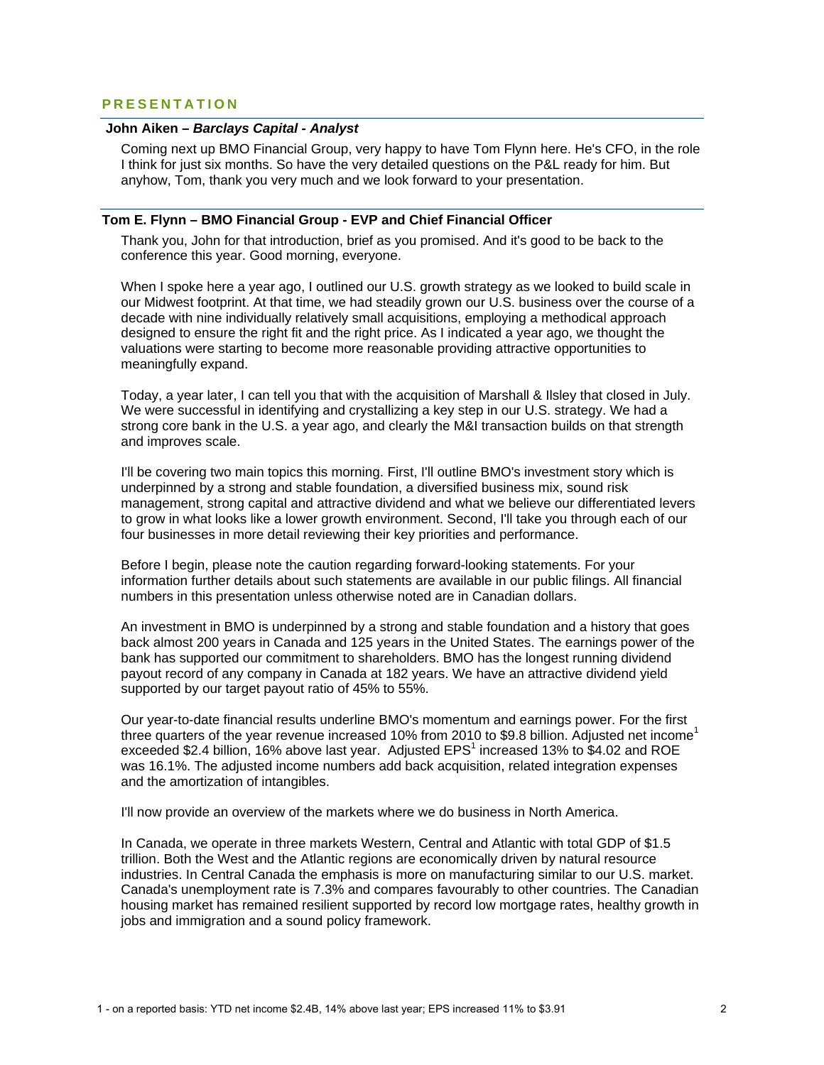## PRESENTATION

**John Aiken – *Barclays Capital - Analyst***

Coming next up BMO Financial Group, very happy to have Tom Flynn here. He's CFO, in the role I think for just six months. So have the very detailed questions on the P&L ready for him. But anyhow, Tom, thank you very much and we look forward to your presentation.

**Tom E. Flynn – BMO Financial Group - EVP and Chief Financial Officer**

Thank you, John for that introduction, brief as you promised. And it's good to be back to the conference this year. Good morning, everyone.

When I spoke here a year ago, I outlined our U.S. growth strategy as we looked to build scale in our Midwest footprint. At that time, we had steadily grown our U.S. business over the course of a decade with nine individually relatively small acquisitions, employing a methodical approach designed to ensure the right fit and the right price. As I indicated a year ago, we thought the valuations were starting to become more reasonable providing attractive opportunities to meaningfully expand.

Today, a year later, I can tell you that with the acquisition of Marshall & Ilsley that closed in July. We were successful in identifying and crystallizing a key step in our U.S. strategy. We had a strong core bank in the U.S. a year ago, and clearly the M&I transaction builds on that strength and improves scale.

I'll be covering two main topics this morning. First, I'll outline BMO's investment story which is underpinned by a strong and stable foundation, a diversified business mix, sound risk management, strong capital and attractive dividend and what we believe our differentiated levers to grow in what looks like a lower growth environment. Second, I'll take you through each of our four businesses in more detail reviewing their key priorities and performance.

Before I begin, please note the caution regarding forward-looking statements. For your information further details about such statements are available in our public filings. All financial numbers in this presentation unless otherwise noted are in Canadian dollars.

An investment in BMO is underpinned by a strong and stable foundation and a history that goes back almost 200 years in Canada and 125 years in the United States. The earnings power of the bank has supported our commitment to shareholders. BMO has the longest running dividend payout record of any company in Canada at 182 years. We have an attractive dividend yield supported by our target payout ratio of 45% to 55%.

Our year-to-date financial results underline BMO's momentum and earnings power. For the first three quarters of the year revenue increased 10% from 2010 to $9.8 billion. Adjusted net income[1] exceeded $2.4 billion, 16% above last year. Adjusted EPS[1] increased 13% to $4.02 and ROE was 16.1%. The adjusted income numbers add back acquisition, related integration expenses and the amortization of intangibles.

I'll now provide an overview of the markets where we do business in North America.

In Canada, we operate in three markets Western, Central and Atlantic with total GDP of $1.5 trillion. Both the West and the Atlantic regions are economically driven by natural resource industries. In Central Canada the emphasis is more on manufacturing similar to our U.S. market. Canada's unemployment rate is 7.3% and compares favourably to other countries. The Canadian housing market has remained resilient supported by record low mortgage rates, healthy growth in jobs and immigration and a sound policy framework.

1 - on a reported basis: YTD net income $2.4B, 14% above last year; EPS increased 11% to $3.91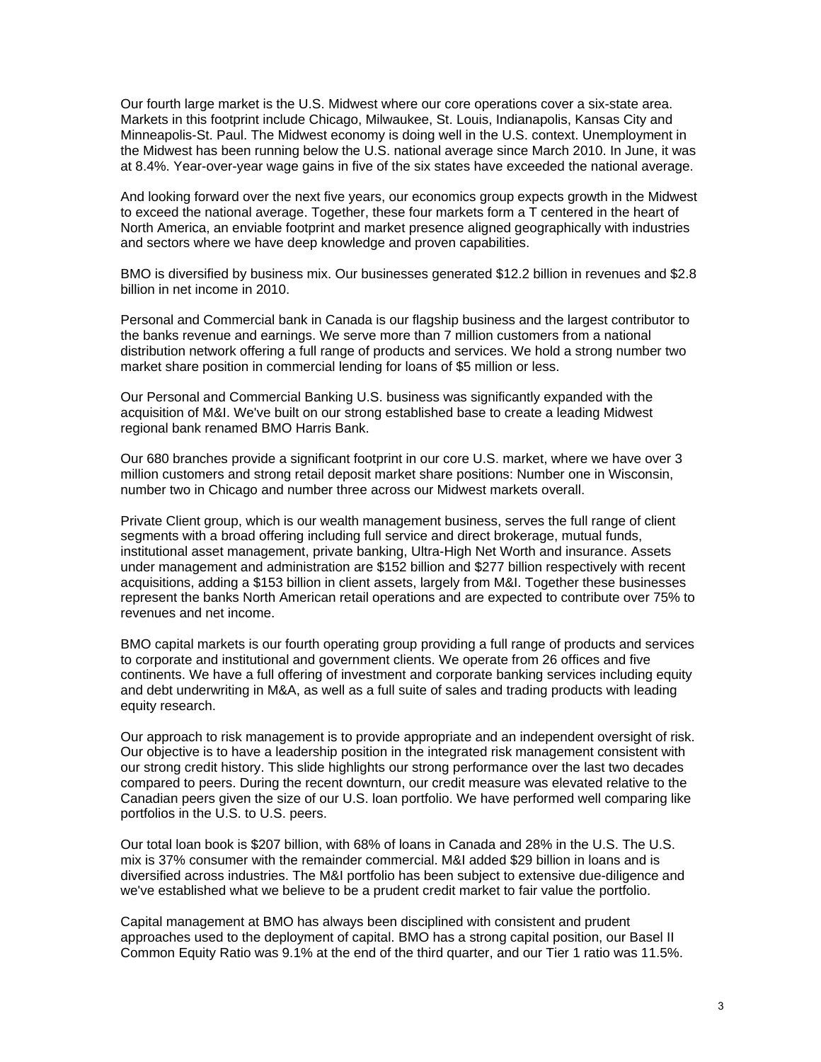Our fourth large market is the U.S. Midwest where our core operations cover a six-state area. Markets in this footprint include Chicago, Milwaukee, St. Louis, Indianapolis, Kansas City and Minneapolis-St. Paul. The Midwest economy is doing well in the U.S. context. Unemployment in the Midwest has been running below the U.S. national average since March 2010. In June, it was at 8.4%. Year-over-year wage gains in five of the six states have exceeded the national average.

And looking forward over the next five years, our economics group expects growth in the Midwest to exceed the national average. Together, these four markets form a T centered in the heart of North America, an enviable footprint and market presence aligned geographically with industries and sectors where we have deep knowledge and proven capabilities.

BMO is diversified by business mix. Our businesses generated $12.2 billion in revenues and $2.8 billion in net income in 2010.

Personal and Commercial bank in Canada is our flagship business and the largest contributor to the banks revenue and earnings. We serve more than 7 million customers from a national distribution network offering a full range of products and services. We hold a strong number two market share position in commercial lending for loans of $5 million or less.

Our Personal and Commercial Banking U.S. business was significantly expanded with the acquisition of M&I. We've built on our strong established base to create a leading Midwest regional bank renamed BMO Harris Bank.

Our 680 branches provide a significant footprint in our core U.S. market, where we have over 3 million customers and strong retail deposit market share positions: Number one in Wisconsin, number two in Chicago and number three across our Midwest markets overall.

Private Client group, which is our wealth management business, serves the full range of client segments with a broad offering including full service and direct brokerage, mutual funds, institutional asset management, private banking, Ultra-High Net Worth and insurance. Assets under management and administration are $152 billion and $277 billion respectively with recent acquisitions, adding a $153 billion in client assets, largely from M&I. Together these businesses represent the banks North American retail operations and are expected to contribute over 75% to revenues and net income.

BMO capital markets is our fourth operating group providing a full range of products and services to corporate and institutional and government clients. We operate from 26 offices and five continents. We have a full offering of investment and corporate banking services including equity and debt underwriting in M&A, as well as a full suite of sales and trading products with leading equity research.

Our approach to risk management is to provide appropriate and an independent oversight of risk. Our objective is to have a leadership position in the integrated risk management consistent with our strong credit history. This slide highlights our strong performance over the last two decades compared to peers. During the recent downturn, our credit measure was elevated relative to the Canadian peers given the size of our U.S. loan portfolio. We have performed well comparing like portfolios in the U.S. to U.S. peers.

Our total loan book is $207 billion, with 68% of loans in Canada and 28% in the U.S. The U.S. mix is 37% consumer with the remainder commercial. M&I added $29 billion in loans and is diversified across industries. The M&I portfolio has been subject to extensive due-diligence and we've established what we believe to be a prudent credit market to fair value the portfolio.

Capital management at BMO has always been disciplined with consistent and prudent approaches used to the deployment of capital. BMO has a strong capital position, our Basel II Common Equity Ratio was 9.1% at the end of the third quarter, and our Tier 1 ratio was 11.5%.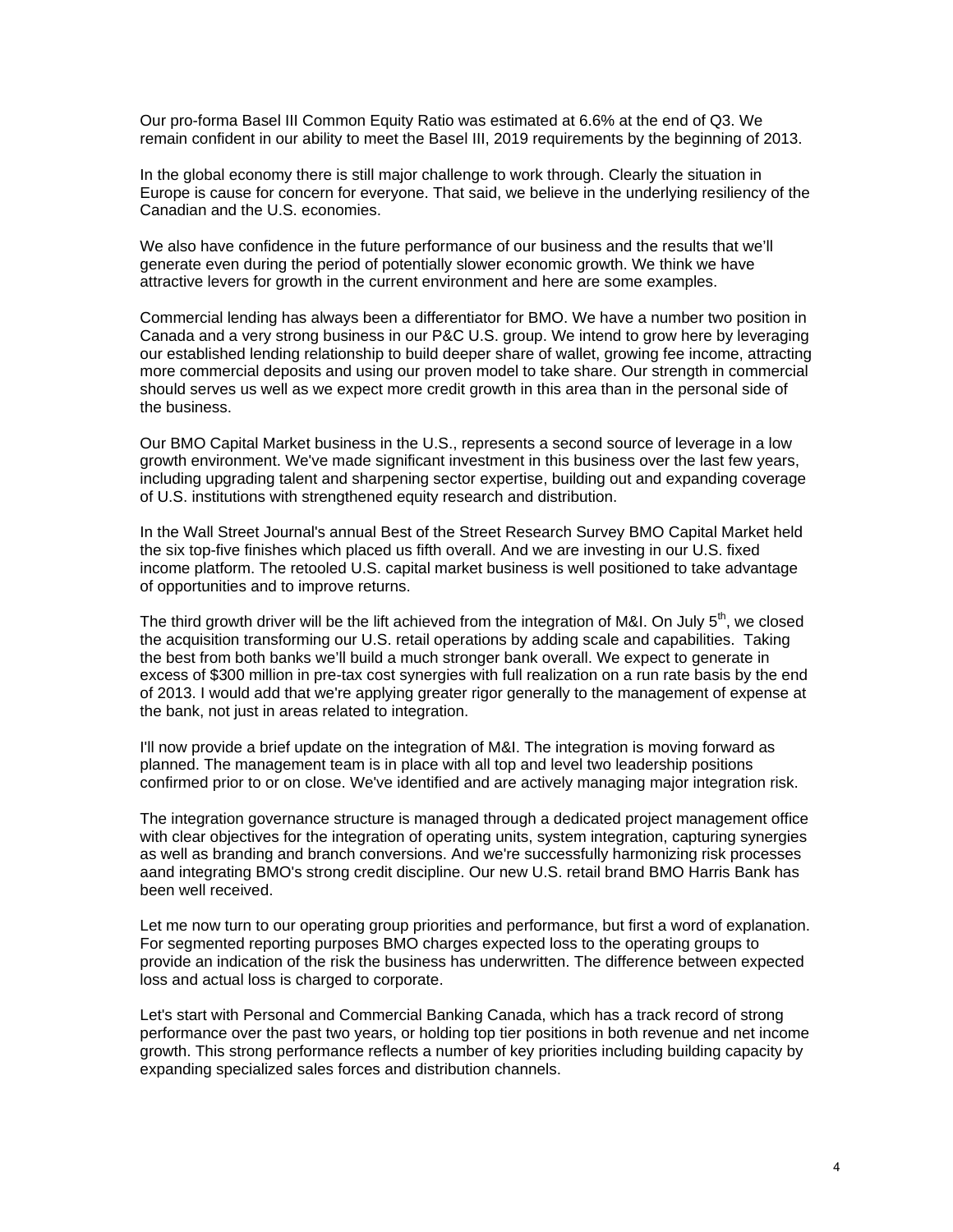Our pro-forma Basel III Common Equity Ratio was estimated at 6.6% at the end of Q3. We remain confident in our ability to meet the Basel III, 2019 requirements by the beginning of 2013.

In the global economy there is still major challenge to work through. Clearly the situation in Europe is cause for concern for everyone. That said, we believe in the underlying resiliency of the Canadian and the U.S. economies.

We also have confidence in the future performance of our business and the results that we'll generate even during the period of potentially slower economic growth. We think we have attractive levers for growth in the current environment and here are some examples.

Commercial lending has always been a differentiator for BMO. We have a number two position in Canada and a very strong business in our P&C U.S. group. We intend to grow here by leveraging our established lending relationship to build deeper share of wallet, growing fee income, attracting more commercial deposits and using our proven model to take share. Our strength in commercial should serves us well as we expect more credit growth in this area than in the personal side of the business.

Our BMO Capital Market business in the U.S., represents a second source of leverage in a low growth environment. We've made significant investment in this business over the last few years, including upgrading talent and sharpening sector expertise, building out and expanding coverage of U.S. institutions with strengthened equity research and distribution.

In the Wall Street Journal's annual Best of the Street Research Survey BMO Capital Market held the six top-five finishes which placed us fifth overall. And we are investing in our U.S. fixed income platform. The retooled U.S. capital market business is well positioned to take advantage of opportunities and to improve returns.

The third growth driver will be the lift achieved from the integration of M&I. On July 5th, we closed the acquisition transforming our U.S. retail operations by adding scale and capabilities. Taking the best from both banks we'll build a much stronger bank overall. We expect to generate in excess of $300 million in pre-tax cost synergies with full realization on a run rate basis by the end of 2013. I would add that we're applying greater rigor generally to the management of expense at the bank, not just in areas related to integration.

I'll now provide a brief update on the integration of M&I. The integration is moving forward as planned. The management team is in place with all top and level two leadership positions confirmed prior to or on close. We've identified and are actively managing major integration risk.

The integration governance structure is managed through a dedicated project management office with clear objectives for the integration of operating units, system integration, capturing synergies as well as branding and branch conversions. And we're successfully harmonizing risk processes aand integrating BMO's strong credit discipline. Our new U.S. retail brand BMO Harris Bank has been well received.

Let me now turn to our operating group priorities and performance, but first a word of explanation. For segmented reporting purposes BMO charges expected loss to the operating groups to provide an indication of the risk the business has underwritten. The difference between expected loss and actual loss is charged to corporate.

Let's start with Personal and Commercial Banking Canada, which has a track record of strong performance over the past two years, or holding top tier positions in both revenue and net income growth. This strong performance reflects a number of key priorities including building capacity by expanding specialized sales forces and distribution channels.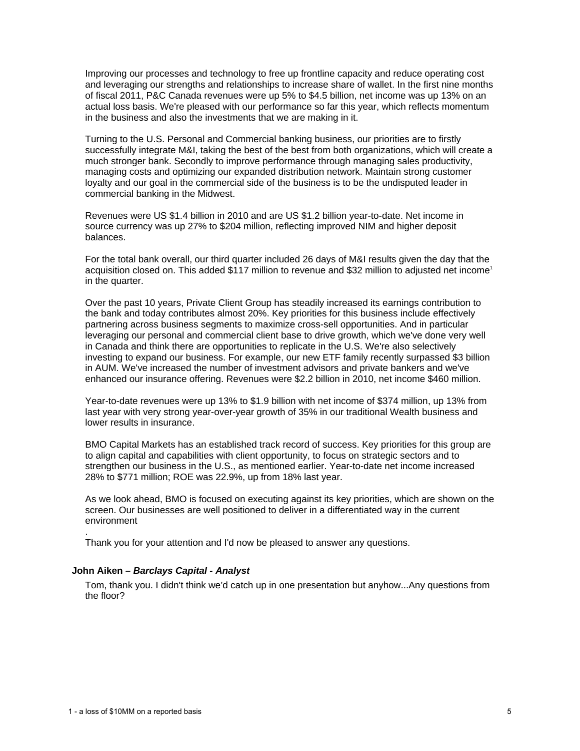Improving our processes and technology to free up frontline capacity and reduce operating cost and leveraging our strengths and relationships to increase share of wallet. In the first nine months of fiscal 2011, P&C Canada revenues were up 5% to $4.5 billion, net income was up 13% on an actual loss basis. We're pleased with our performance so far this year, which reflects momentum in the business and also the investments that we are making in it.

Turning to the U.S. Personal and Commercial banking business, our priorities are to firstly successfully integrate M&I, taking the best of the best from both organizations, which will create a much stronger bank. Secondly to improve performance through managing sales productivity, managing costs and optimizing our expanded distribution network. Maintain strong customer loyalty and our goal in the commercial side of the business is to be the undisputed leader in commercial banking in the Midwest.

Revenues were US $1.4 billion in 2010 and are US $1.2 billion year-to-date. Net income in source currency was up 27% to $204 million, reflecting improved NIM and higher deposit balances.

For the total bank overall, our third quarter included 26 days of M&I results given the day that the acquisition closed on. This added $117 million to revenue and $32 million to adjusted net income[1] in the quarter.

Over the past 10 years, Private Client Group has steadily increased its earnings contribution to the bank and today contributes almost 20%. Key priorities for this business include effectively partnering across business segments to maximize cross-sell opportunities. And in particular leveraging our personal and commercial client base to drive growth, which we've done very well in Canada and think there are opportunities to replicate in the U.S. We're also selectively investing to expand our business. For example, our new ETF family recently surpassed $3 billion in AUM. We've increased the number of investment advisors and private bankers and we've enhanced our insurance offering. Revenues were $2.2 billion in 2010, net income $460 million.

Year-to-date revenues were up 13% to $1.9 billion with net income of $374 million, up 13% from last year with very strong year-over-year growth of 35% in our traditional Wealth business and lower results in insurance.

BMO Capital Markets has an established track record of success. Key priorities for this group are to align capital and capabilities with client opportunity, to focus on strategic sectors and to strengthen our business in the U.S., as mentioned earlier. Year-to-date net income increased 28% to $771 million; ROE was 22.9%, up from 18% last year.

As we look ahead, BMO is focused on executing against its key priorities, which are shown on the screen. Our businesses are well positioned to deliver in a differentiated way in the current environment
.

Thank you for your attention and I'd now be pleased to answer any questions.

---

**John Aiken – *Barclays Capital - Analyst***

Tom, thank you. I didn't think we'd catch up in one presentation but anyhow...Any questions from the floor?

1 - a loss of $10MM on a reported basis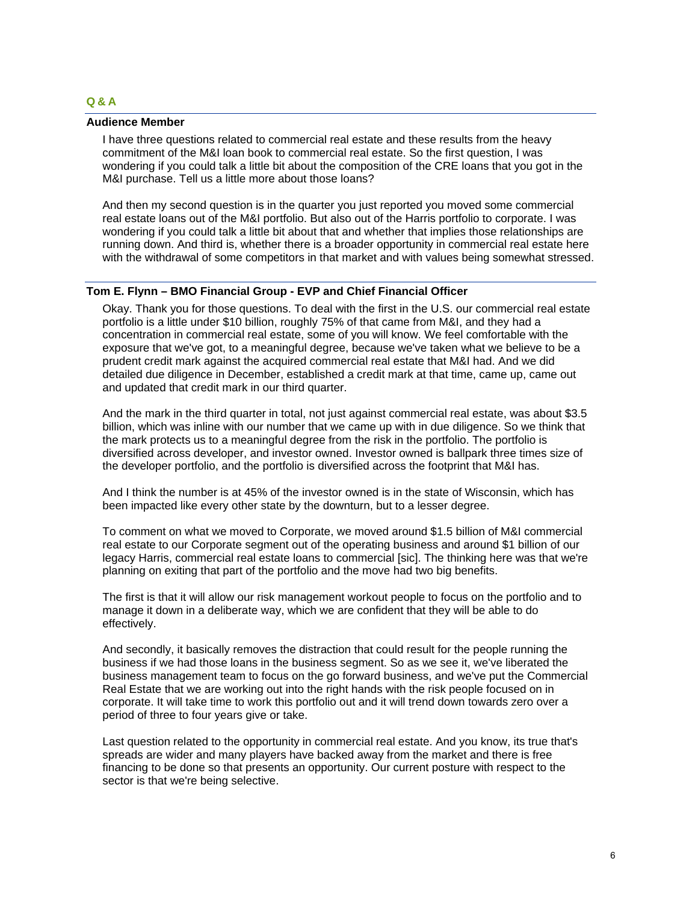## Q & A

**Audience Member**

I have three questions related to commercial real estate and these results from the heavy commitment of the M&I loan book to commercial real estate. So the first question, I was wondering if you could talk a little bit about the composition of the CRE loans that you got in the M&I purchase. Tell us a little more about those loans?

And then my second question is in the quarter you just reported you moved some commercial real estate loans out of the M&I portfolio. But also out of the Harris portfolio to corporate. I was wondering if you could talk a little bit about that and whether that implies those relationships are running down. And third is, whether there is a broader opportunity in commercial real estate here with the withdrawal of some competitors in that market and with values being somewhat stressed.

**Tom E. Flynn – BMO Financial Group - EVP and Chief Financial Officer**

Okay. Thank you for those questions. To deal with the first in the U.S. our commercial real estate portfolio is a little under $10 billion, roughly 75% of that came from M&I, and they had a concentration in commercial real estate, some of you will know. We feel comfortable with the exposure that we've got, to a meaningful degree, because we've taken what we believe to be a prudent credit mark against the acquired commercial real estate that M&I had. And we did detailed due diligence in December, established a credit mark at that time, came up, came out and updated that credit mark in our third quarter.

And the mark in the third quarter in total, not just against commercial real estate, was about $3.5 billion, which was inline with our number that we came up with in due diligence. So we think that the mark protects us to a meaningful degree from the risk in the portfolio. The portfolio is diversified across developer, and investor owned. Investor owned is ballpark three times size of the developer portfolio, and the portfolio is diversified across the footprint that M&I has.

And I think the number is at 45% of the investor owned is in the state of Wisconsin, which has been impacted like every other state by the downturn, but to a lesser degree.

To comment on what we moved to Corporate, we moved around $1.5 billion of M&I commercial real estate to our Corporate segment out of the operating business and around $1 billion of our legacy Harris, commercial real estate loans to commercial [sic]. The thinking here was that we're planning on exiting that part of the portfolio and the move had two big benefits.

The first is that it will allow our risk management workout people to focus on the portfolio and to manage it down in a deliberate way, which we are confident that they will be able to do effectively.

And secondly, it basically removes the distraction that could result for the people running the business if we had those loans in the business segment. So as we see it, we've liberated the business management team to focus on the go forward business, and we've put the Commercial Real Estate that we are working out into the right hands with the risk people focused on in corporate. It will take time to work this portfolio out and it will trend down towards zero over a period of three to four years give or take.

Last question related to the opportunity in commercial real estate. And you know, its true that's spreads are wider and many players have backed away from the market and there is free financing to be done so that presents an opportunity. Our current posture with respect to the sector is that we're being selective.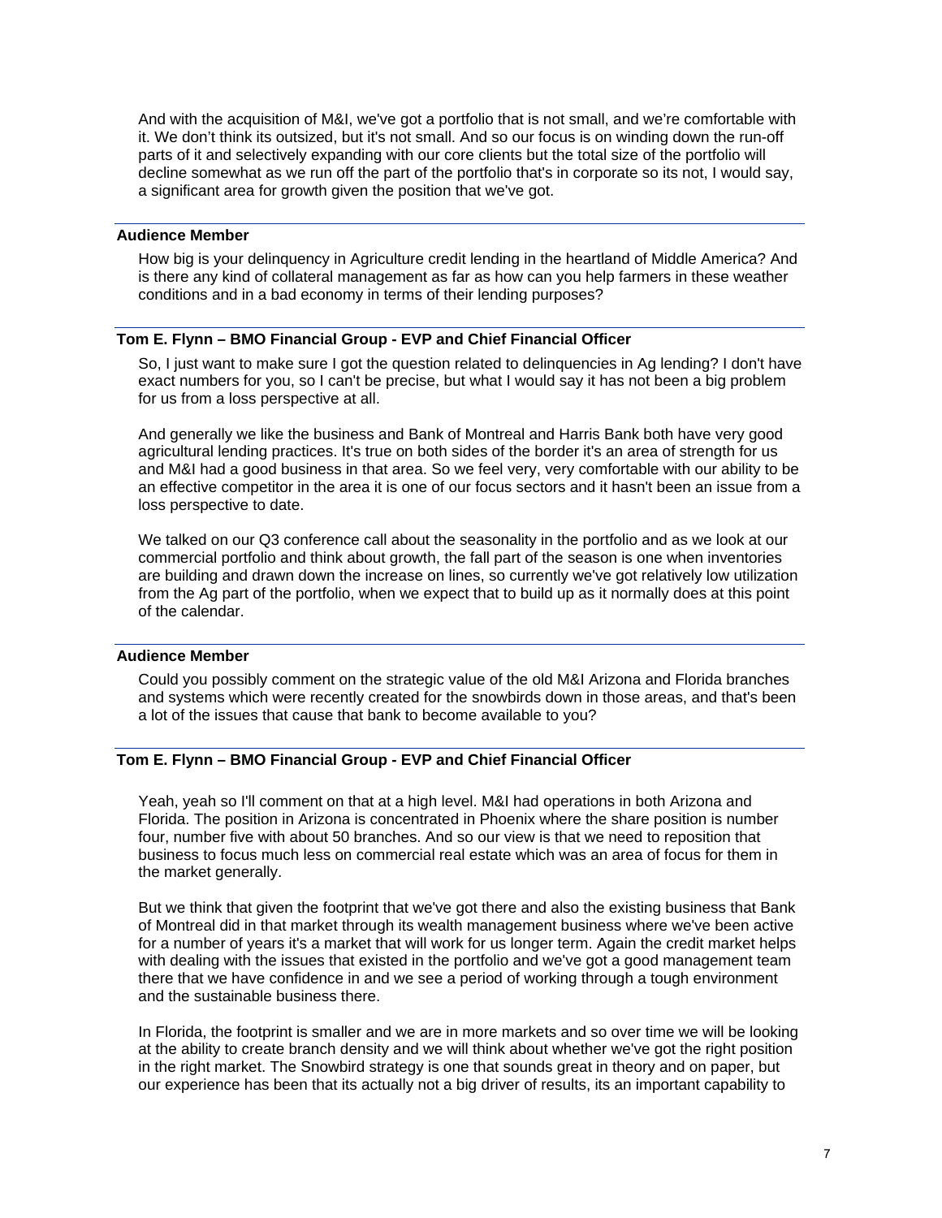And with the acquisition of M&I, we've got a portfolio that is not small, and we're comfortable with it. We don't think its outsized, but it's not small. And so our focus is on winding down the run-off parts of it and selectively expanding with our core clients but the total size of the portfolio will decline somewhat as we run off the part of the portfolio that's in corporate so its not, I would say, a significant area for growth given the position that we've got.

---

**Audience Member**

How big is your delinquency in Agriculture credit lending in the heartland of Middle America? And is there any kind of collateral management as far as how can you help farmers in these weather conditions and in a bad economy in terms of their lending purposes?

---

**Tom E. Flynn – BMO Financial Group - EVP and Chief Financial Officer**

So, I just want to make sure I got the question related to delinquencies in Ag lending? I don't have exact numbers for you, so I can't be precise, but what I would say it has not been a big problem for us from a loss perspective at all.

And generally we like the business and Bank of Montreal and Harris Bank both have very good agricultural lending practices. It's true on both sides of the border it's an area of strength for us and M&I had a good business in that area. So we feel very, very comfortable with our ability to be an effective competitor in the area it is one of our focus sectors and it hasn't been an issue from a loss perspective to date.

We talked on our Q3 conference call about the seasonality in the portfolio and as we look at our commercial portfolio and think about growth, the fall part of the season is one when inventories are building and drawn down the increase on lines, so currently we've got relatively low utilization from the Ag part of the portfolio, when we expect that to build up as it normally does at this point of the calendar.

---

**Audience Member**

Could you possibly comment on the strategic value of the old M&I Arizona and Florida branches and systems which were recently created for the snowbirds down in those areas, and that's been a lot of the issues that cause that bank to become available to you?

---

**Tom E. Flynn – BMO Financial Group - EVP and Chief Financial Officer**

Yeah, yeah so I'll comment on that at a high level. M&I had operations in both Arizona and Florida. The position in Arizona is concentrated in Phoenix where the share position is number four, number five with about 50 branches. And so our view is that we need to reposition that business to focus much less on commercial real estate which was an area of focus for them in the market generally.

But we think that given the footprint that we've got there and also the existing business that Bank of Montreal did in that market through its wealth management business where we've been active for a number of years it's a market that will work for us longer term. Again the credit market helps with dealing with the issues that existed in the portfolio and we've got a good management team there that we have confidence in and we see a period of working through a tough environment and the sustainable business there.

In Florida, the footprint is smaller and we are in more markets and so over time we will be looking at the ability to create branch density and we will think about whether we've got the right position in the right market. The Snowbird strategy is one that sounds great in theory and on paper, but our experience has been that its actually not a big driver of results, its an important capability to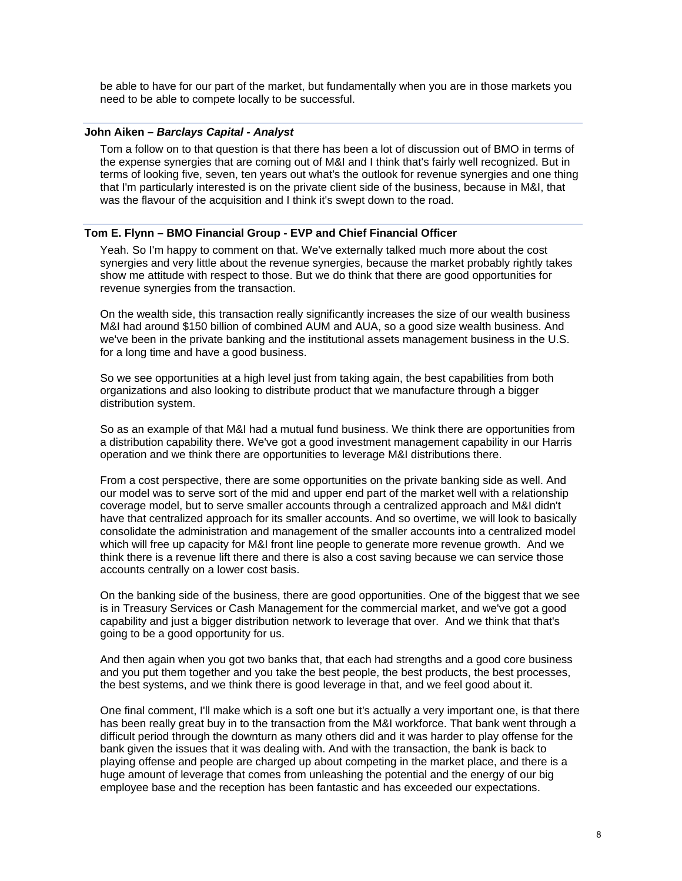be able to have for our part of the market, but fundamentally when you are in those markets you need to be able to compete locally to be successful.

**John Aiken – *Barclays Capital - Analyst***

Tom a follow on to that question is that there has been a lot of discussion out of BMO in terms of the expense synergies that are coming out of M&I and I think that's fairly well recognized. But in terms of looking five, seven, ten years out what's the outlook for revenue synergies and one thing that I'm particularly interested is on the private client side of the business, because in M&I, that was the flavour of the acquisition and I think it's swept down to the road.

**Tom E. Flynn – BMO Financial Group - EVP and Chief Financial Officer**

Yeah. So I'm happy to comment on that. We've externally talked much more about the cost synergies and very little about the revenue synergies, because the market probably rightly takes show me attitude with respect to those. But we do think that there are good opportunities for revenue synergies from the transaction.

On the wealth side, this transaction really significantly increases the size of our wealth business M&I had around $150 billion of combined AUM and AUA, so a good size wealth business. And we've been in the private banking and the institutional assets management business in the U.S. for a long time and have a good business.

So we see opportunities at a high level just from taking again, the best capabilities from both organizations and also looking to distribute product that we manufacture through a bigger distribution system.

So as an example of that M&I had a mutual fund business. We think there are opportunities from a distribution capability there. We've got a good investment management capability in our Harris operation and we think there are opportunities to leverage M&I distributions there.

From a cost perspective, there are some opportunities on the private banking side as well. And our model was to serve sort of the mid and upper end part of the market well with a relationship coverage model, but to serve smaller accounts through a centralized approach and M&I didn't have that centralized approach for its smaller accounts. And so overtime, we will look to basically consolidate the administration and management of the smaller accounts into a centralized model which will free up capacity for M&I front line people to generate more revenue growth. And we think there is a revenue lift there and there is also a cost saving because we can service those accounts centrally on a lower cost basis.

On the banking side of the business, there are good opportunities. One of the biggest that we see is in Treasury Services or Cash Management for the commercial market, and we've got a good capability and just a bigger distribution network to leverage that over. And we think that that's going to be a good opportunity for us.

And then again when you got two banks that, that each had strengths and a good core business and you put them together and you take the best people, the best products, the best processes, the best systems, and we think there is good leverage in that, and we feel good about it.

One final comment, I'll make which is a soft one but it's actually a very important one, is that there has been really great buy in to the transaction from the M&I workforce. That bank went through a difficult period through the downturn as many others did and it was harder to play offense for the bank given the issues that it was dealing with. And with the transaction, the bank is back to playing offense and people are charged up about competing in the market place, and there is a huge amount of leverage that comes from unleashing the potential and the energy of our big employee base and the reception has been fantastic and has exceeded our expectations.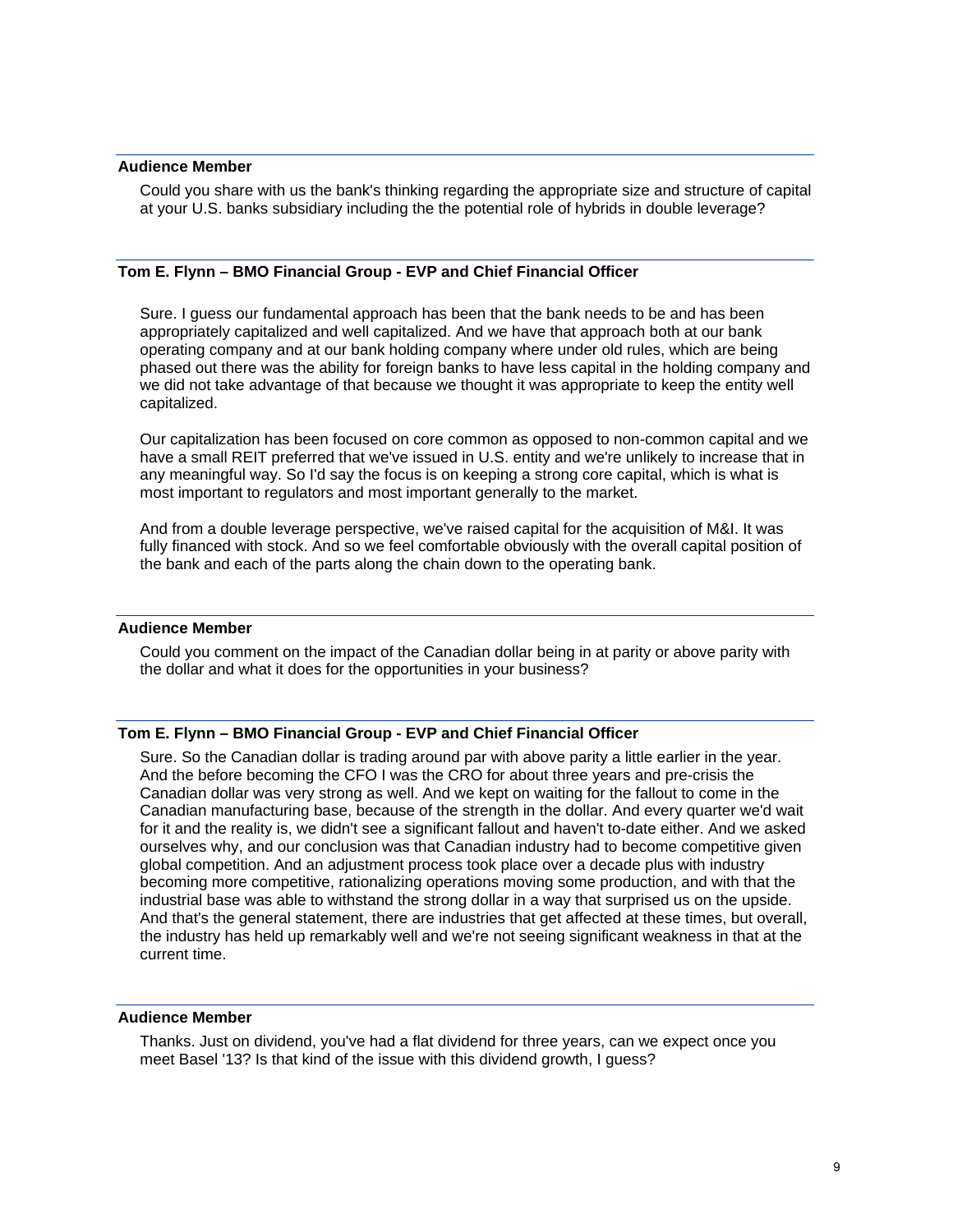**Audience Member**

Could you share with us the bank's thinking regarding the appropriate size and structure of capital at your U.S. banks subsidiary including the the potential role of hybrids in double leverage?

**Tom E. Flynn – BMO Financial Group - EVP and Chief Financial Officer**

Sure. I guess our fundamental approach has been that the bank needs to be and has been appropriately capitalized and well capitalized. And we have that approach both at our bank operating company and at our bank holding company where under old rules, which are being phased out there was the ability for foreign banks to have less capital in the holding company and we did not take advantage of that because we thought it was appropriate to keep the entity well capitalized.

Our capitalization has been focused on core common as opposed to non-common capital and we have a small REIT preferred that we've issued in U.S. entity and we're unlikely to increase that in any meaningful way. So I'd say the focus is on keeping a strong core capital, which is what is most important to regulators and most important generally to the market.

And from a double leverage perspective, we've raised capital for the acquisition of M&I. It was fully financed with stock. And so we feel comfortable obviously with the overall capital position of the bank and each of the parts along the chain down to the operating bank.

**Audience Member**

Could you comment on the impact of the Canadian dollar being in at parity or above parity with the dollar and what it does for the opportunities in your business?

**Tom E. Flynn – BMO Financial Group - EVP and Chief Financial Officer**

Sure. So the Canadian dollar is trading around par with above parity a little earlier in the year. And the before becoming the CFO I was the CRO for about three years and pre-crisis the Canadian dollar was very strong as well. And we kept on waiting for the fallout to come in the Canadian manufacturing base, because of the strength in the dollar. And every quarter we'd wait for it and the reality is, we didn't see a significant fallout and haven't to-date either. And we asked ourselves why, and our conclusion was that Canadian industry had to become competitive given global competition. And an adjustment process took place over a decade plus with industry becoming more competitive, rationalizing operations moving some production, and with that the industrial base was able to withstand the strong dollar in a way that surprised us on the upside. And that's the general statement, there are industries that get affected at these times, but overall, the industry has held up remarkably well and we're not seeing significant weakness in that at the current time.

**Audience Member**

Thanks. Just on dividend, you've had a flat dividend for three years, can we expect once you meet Basel '13? Is that kind of the issue with this dividend growth, I guess?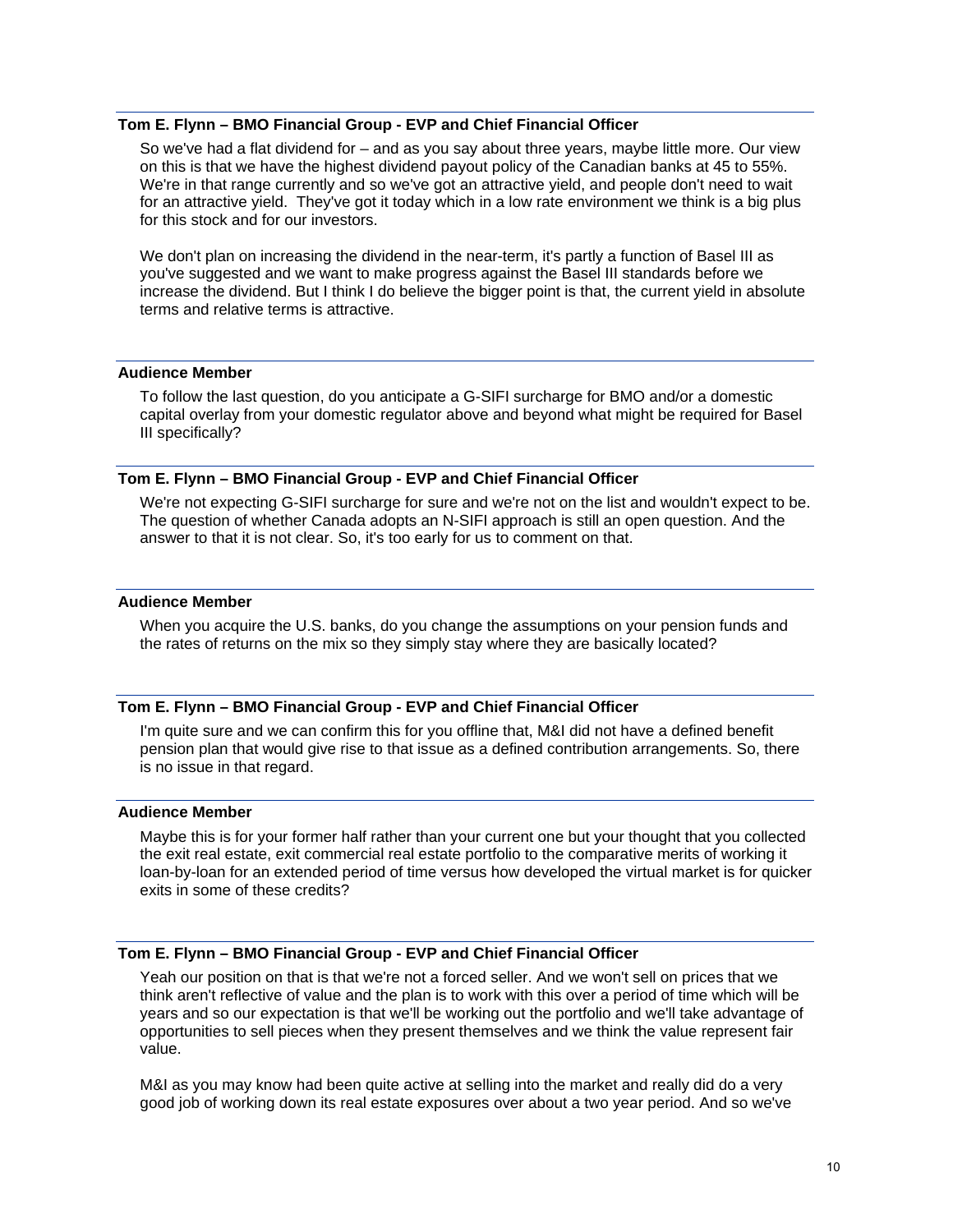**Tom E. Flynn – BMO Financial Group - EVP and Chief Financial Officer**

So we've had a flat dividend for – and as you say about three years, maybe little more. Our view on this is that we have the highest dividend payout policy of the Canadian banks at 45 to 55%. We're in that range currently and so we've got an attractive yield, and people don't need to wait for an attractive yield. They've got it today which in a low rate environment we think is a big plus for this stock and for our investors.

We don't plan on increasing the dividend in the near-term, it's partly a function of Basel III as you've suggested and we want to make progress against the Basel III standards before we increase the dividend. But I think I do believe the bigger point is that, the current yield in absolute terms and relative terms is attractive.

**Audience Member**

To follow the last question, do you anticipate a G-SIFI surcharge for BMO and/or a domestic capital overlay from your domestic regulator above and beyond what might be required for Basel III specifically?

**Tom E. Flynn – BMO Financial Group - EVP and Chief Financial Officer**

We're not expecting G-SIFI surcharge for sure and we're not on the list and wouldn't expect to be. The question of whether Canada adopts an N-SIFI approach is still an open question. And the answer to that it is not clear. So, it's too early for us to comment on that.

**Audience Member**

When you acquire the U.S. banks, do you change the assumptions on your pension funds and the rates of returns on the mix so they simply stay where they are basically located?

**Tom E. Flynn – BMO Financial Group - EVP and Chief Financial Officer**

I'm quite sure and we can confirm this for you offline that, M&I did not have a defined benefit pension plan that would give rise to that issue as a defined contribution arrangements. So, there is no issue in that regard.

**Audience Member**

Maybe this is for your former half rather than your current one but your thought that you collected the exit real estate, exit commercial real estate portfolio to the comparative merits of working it loan-by-loan for an extended period of time versus how developed the virtual market is for quicker exits in some of these credits?

**Tom E. Flynn – BMO Financial Group - EVP and Chief Financial Officer**

Yeah our position on that is that we're not a forced seller. And we won't sell on prices that we think aren't reflective of value and the plan is to work with this over a period of time which will be years and so our expectation is that we'll be working out the portfolio and we'll take advantage of opportunities to sell pieces when they present themselves and we think the value represent fair value.

M&I as you may know had been quite active at selling into the market and really did do a very good job of working down its real estate exposures over about a two year period. And so we've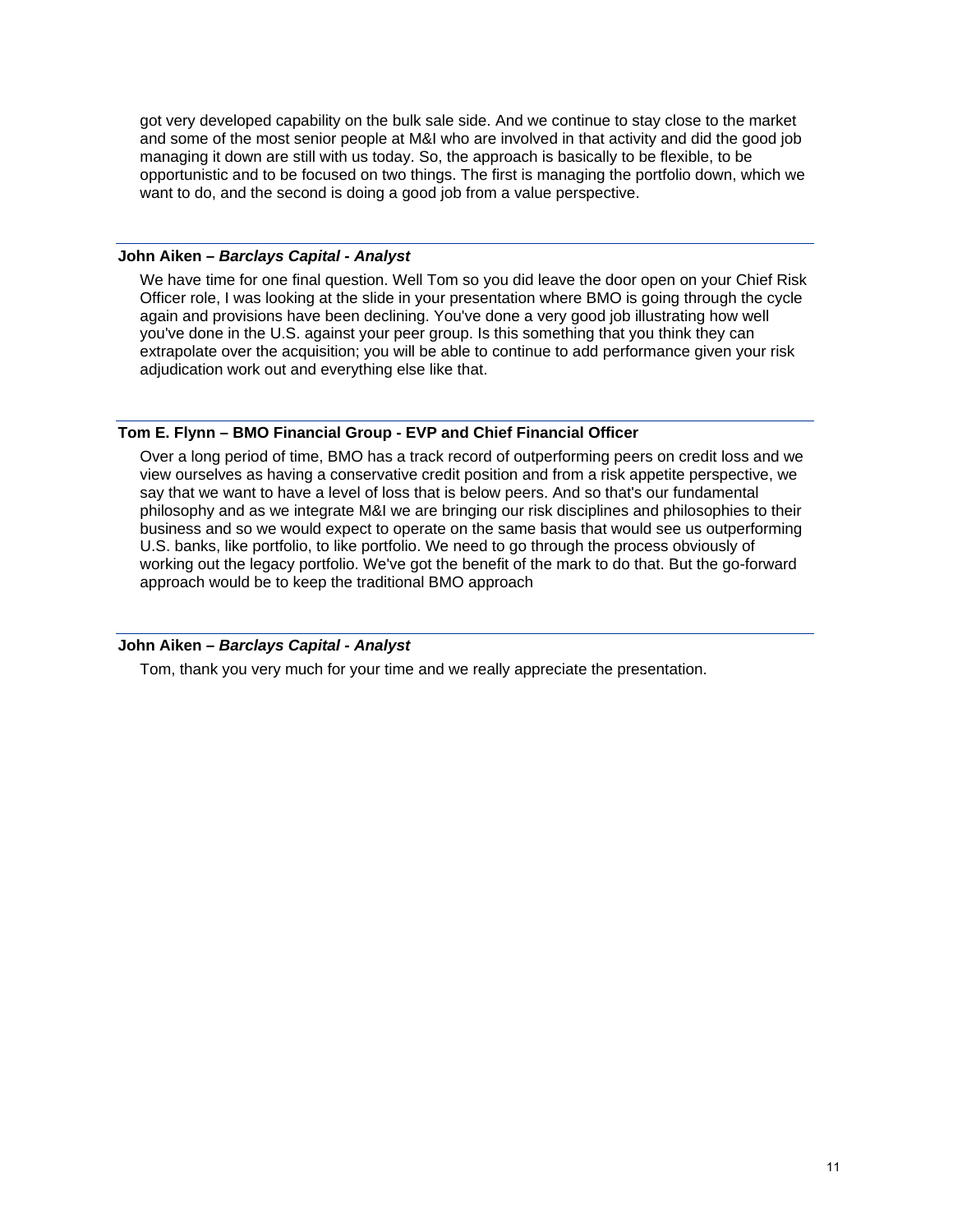got very developed capability on the bulk sale side. And we continue to stay close to the market and some of the most senior people at M&I who are involved in that activity and did the good job managing it down are still with us today. So, the approach is basically to be flexible, to be opportunistic and to be focused on two things. The first is managing the portfolio down, which we want to do, and the second is doing a good job from a value perspective.

**John Aiken –** ***Barclays Capital - Analyst***

We have time for one final question. Well Tom so you did leave the door open on your Chief Risk Officer role, I was looking at the slide in your presentation where BMO is going through the cycle again and provisions have been declining. You've done a very good job illustrating how well you've done in the U.S. against your peer group. Is this something that you think they can extrapolate over the acquisition; you will be able to continue to add performance given your risk adjudication work out and everything else like that.

**Tom E. Flynn – BMO Financial Group - EVP and Chief Financial Officer**

Over a long period of time, BMO has a track record of outperforming peers on credit loss and we view ourselves as having a conservative credit position and from a risk appetite perspective, we say that we want to have a level of loss that is below peers. And so that's our fundamental philosophy and as we integrate M&I we are bringing our risk disciplines and philosophies to their business and so we would expect to operate on the same basis that would see us outperforming U.S. banks, like portfolio, to like portfolio. We need to go through the process obviously of working out the legacy portfolio. We've got the benefit of the mark to do that. But the go-forward approach would be to keep the traditional BMO approach

**John Aiken –** ***Barclays Capital - Analyst***

Tom, thank you very much for your time and we really appreciate the presentation.